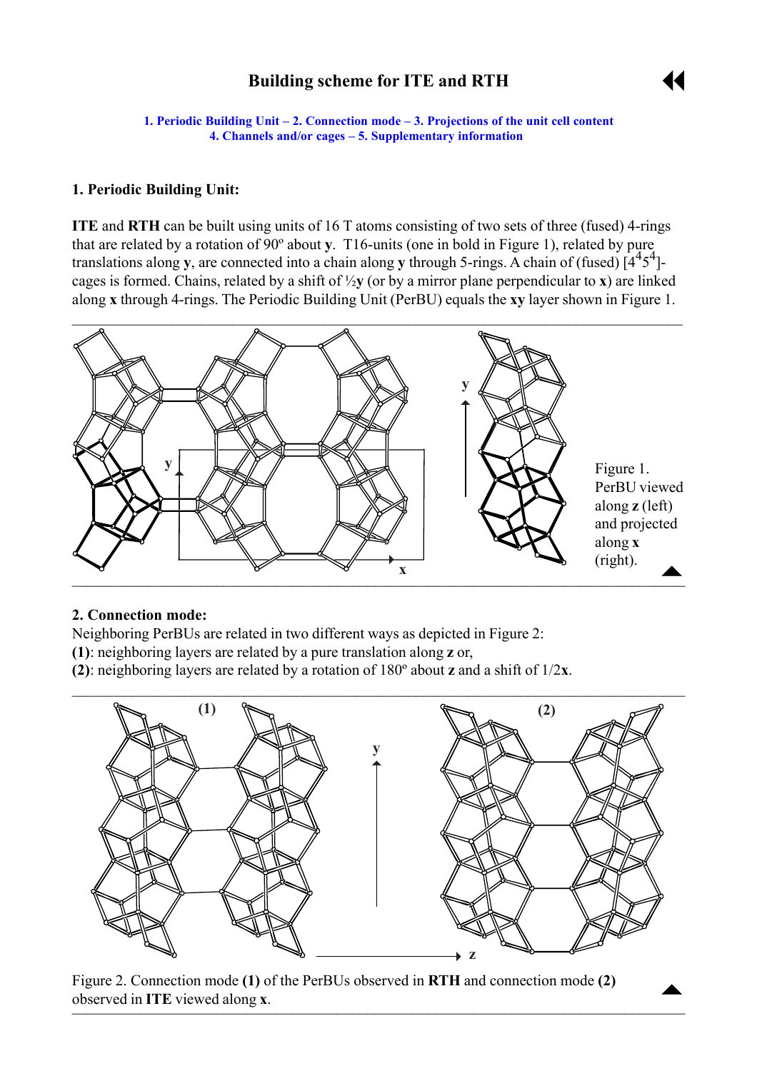# Building scheme for ITE and RTH

1. Periodic Building Unit – 2. Connection mode – 3. Projections of the unit cell content
4. Channels and/or cages – 5. Supplementary information

## 1. Periodic Building Unit:

**ITE** and **RTH** can be built using units of 16 T atoms consisting of two sets of three (fused) 4-rings that are related by a rotation of 90º about **y**. T16-units (one in bold in Figure 1), related by pure translations along **y**, are connected into a chain along **y** through 5-rings. A chain of (fused) $[4^4 5^4]$-cages is formed. Chains, related by a shift of ½**y** (or by a mirror plane perpendicular to **x**) are linked along **x** through 4-rings. The Periodic Building Unit (PerBU) equals the **xy** layer shown in Figure 1.

Figure 1. PerBU viewed along **z** (left) and projected along **x** (right).

## 2. Connection mode:

Neighboring PerBUs are related in two different ways as depicted in Figure 2:

**(1)**: neighboring layers are related by a pure translation along **z** or,

**(2)**: neighboring layers are related by a rotation of 180º about **z** and a shift of 1/2**x**.

Figure 2. Connection mode **(1)** of the PerBUs observed in **RTH** and connection mode **(2)** observed in **ITE** viewed along **x**.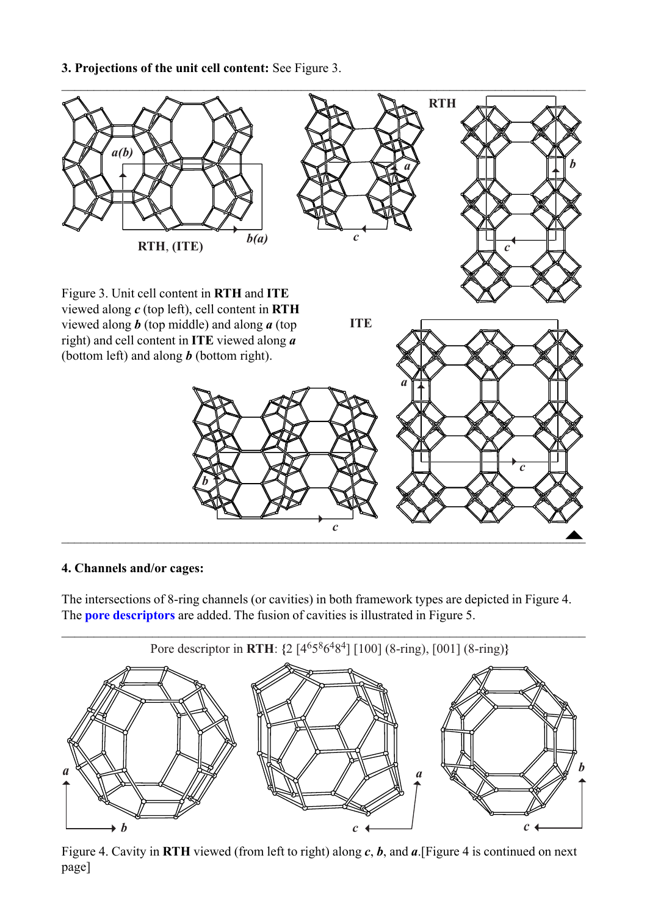**3. Projections of the unit cell content:** See Figure 3.

Figure 3. Unit cell content in **RTH** and **ITE** viewed along ***c*** (top left), cell content in **RTH** viewed along ***b*** (top middle) and along ***a*** (top right) and cell content in **ITE** viewed along ***a*** (bottom left) and along ***b*** (bottom right).

**4. Channels and/or cages:**

The intersections of 8-ring channels (or cavities) in both framework types are depicted in Figure 4. The **pore descriptors** are added. The fusion of cavities is illustrated in Figure 5.

Pore descriptor in **RTH**: {2 [$4^6 5^8 6^4 8^4$] [100] (8-ring), [001] (8-ring)}

Figure 4. Cavity in **RTH** viewed (from left to right) along ***c***, ***b***, and ***a***.[Figure 4 is continued on next page]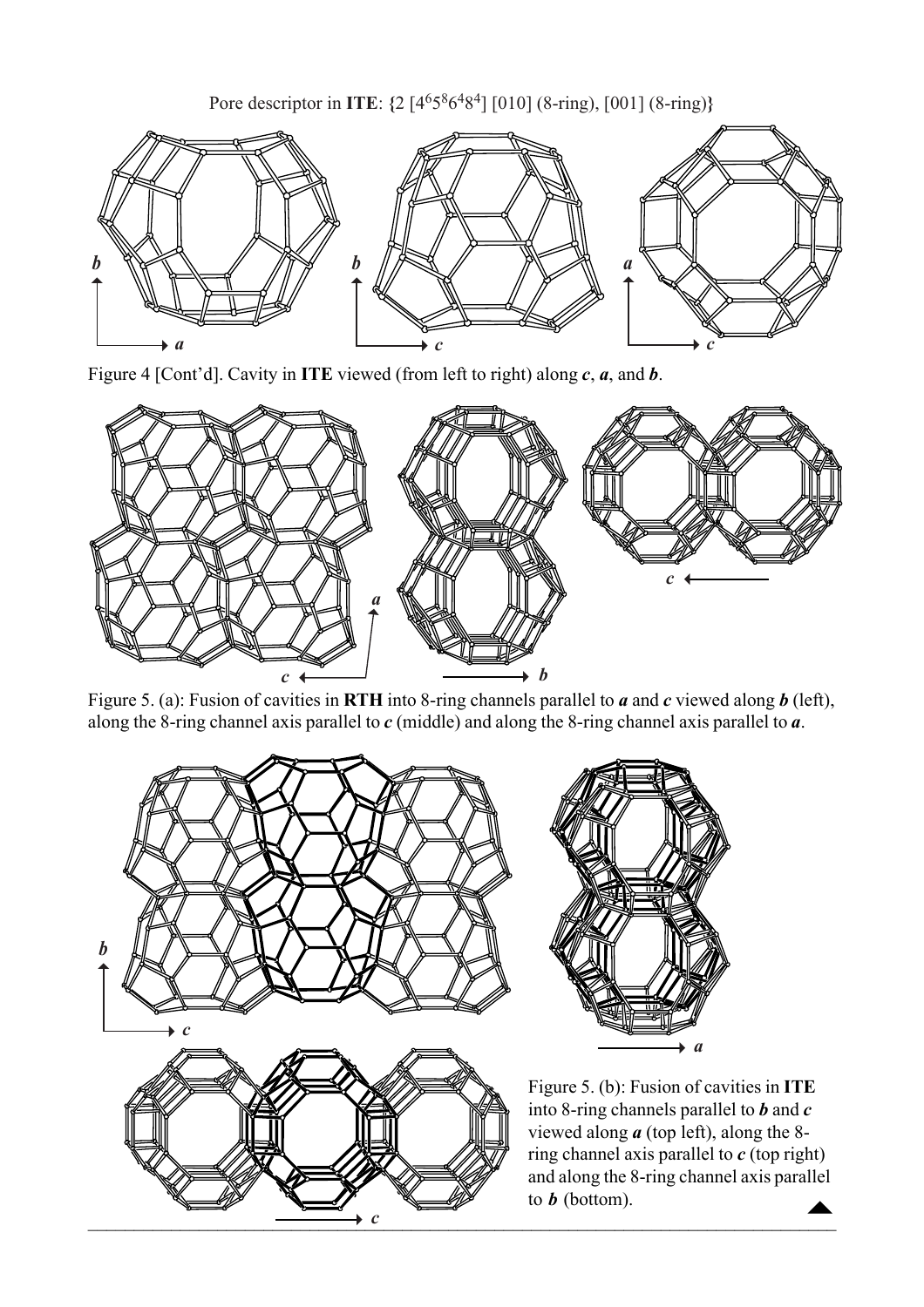Pore descriptor in **ITE**: {2 [$4^6 5^8 6^4 8^4$] [010] (8-ring), [001] (8-ring)}

Figure 4 [Cont'd]. Cavity in **ITE** viewed (from left to right) along ***c***, ***a***, and ***b***.

Figure 5. (a): Fusion of cavities in **RTH** into 8-ring channels parallel to ***a*** and ***c*** viewed along ***b*** (left), along the 8-ring channel axis parallel to ***c*** (middle) and along the 8-ring channel axis parallel to ***a***.

Figure 5. (b): Fusion of cavities in **ITE** into 8-ring channels parallel to ***b*** and ***c*** viewed along ***a*** (top left), along the 8-ring channel axis parallel to ***c*** (top right) and along the 8-ring channel axis parallel to ***b*** (bottom).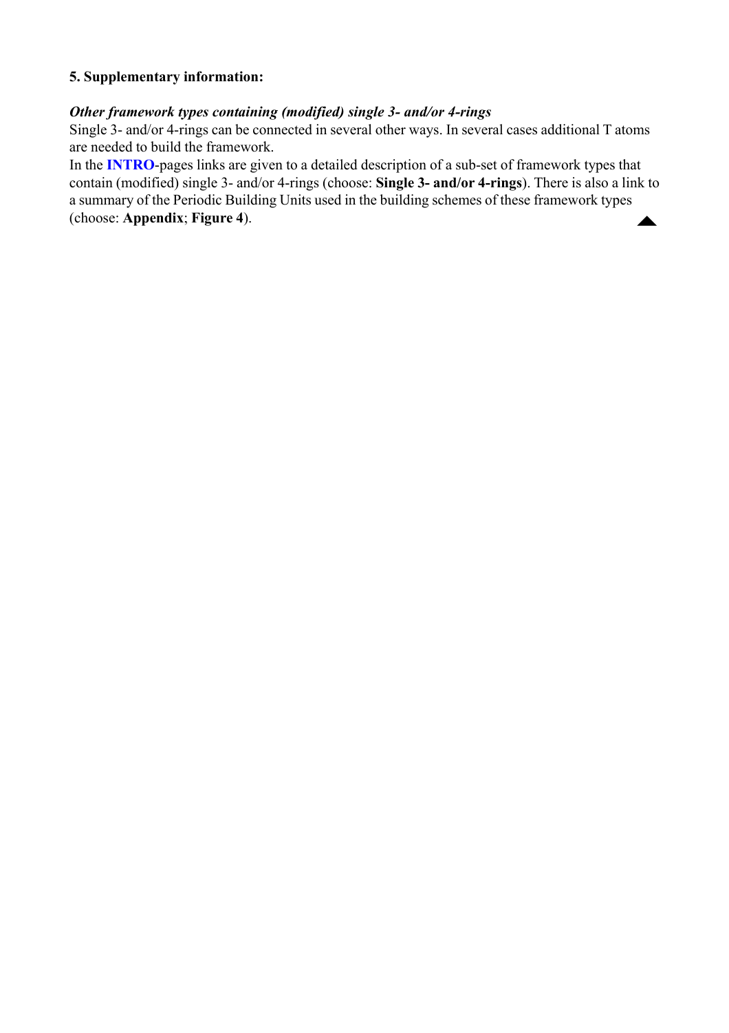**5. Supplementary information:**

***Other framework types containing (modified) single 3- and/or 4-rings***

Single 3- and/or 4-rings can be connected in several other ways. In several cases additional T atoms are needed to build the framework.

In the **INTRO**-pages links are given to a detailed description of a sub-set of framework types that contain (modified) single 3- and/or 4-rings (choose: **Single 3- and/or 4-rings**). There is also a link to a summary of the Periodic Building Units used in the building schemes of these framework types (choose: **Appendix**; **Figure 4**).